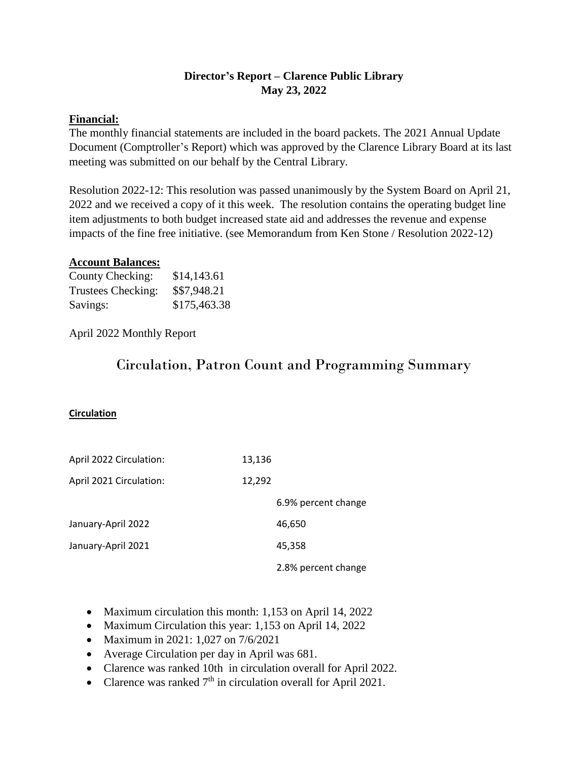**Director's Report – Clarence Public Library**
**May 23, 2022**

**Financial:**

The monthly financial statements are included in the board packets. The 2021 Annual Update Document (Comptroller's Report) which was approved by the Clarence Library Board at its last meeting was submitted on our behalf by the Central Library.

Resolution 2022-12: This resolution was passed unanimously by the System Board on April 21, 2022 and we received a copy of it this week. The resolution contains the operating budget line item adjustments to both budget increased state aid and addresses the revenue and expense impacts of the fine free initiative. (see Memorandum from Ken Stone / Resolution 2022-12)

**Account Balances:**

| | |
|---|---|
| County Checking: | $14,143.61 |
| Trustees Checking: | $$7,948.21 |
| Savings: | $175,463.38 |

April 2022 Monthly Report

# Circulation, Patron Count and Programming Summary

**Circulation**

| | | |
|---|---|---|
| April 2022 Circulation: | 13,136 | |
| April 2021 Circulation: | 12,292 | |
| | | 6.9% percent change |
| January-April 2022 | | 46,650 |
| January-April 2021 | | 45,358 |
| | | 2.8% percent change |

- Maximum circulation this month: 1,153 on April 14, 2022
- Maximum Circulation this year: 1,153 on April 14, 2022
- Maximum in 2021: 1,027 on 7/6/2021
- Average Circulation per day in April was 681.
- Clarence was ranked 10th in circulation overall for April 2022.
- Clarence was ranked 7th in circulation overall for April 2021.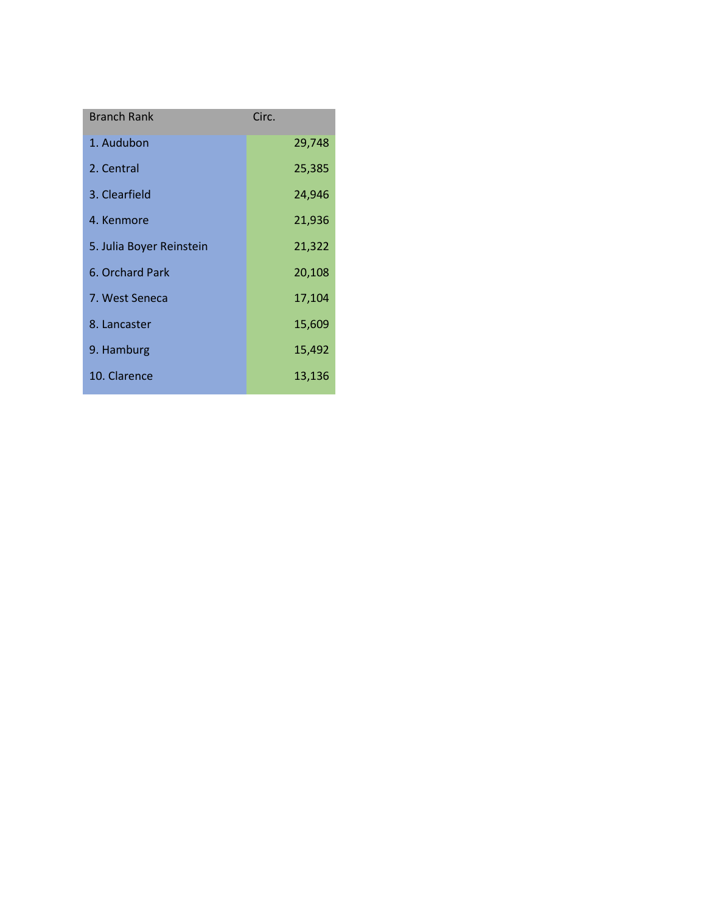| Branch Rank | Circ. |
|---|---|
| 1. Audubon | 29,748 |
| 2. Central | 25,385 |
| 3. Clearfield | 24,946 |
| 4. Kenmore | 21,936 |
| 5. Julia Boyer Reinstein | 21,322 |
| 6. Orchard Park | 20,108 |
| 7. West Seneca | 17,104 |
| 8. Lancaster | 15,609 |
| 9. Hamburg | 15,492 |
| 10. Clarence | 13,136 |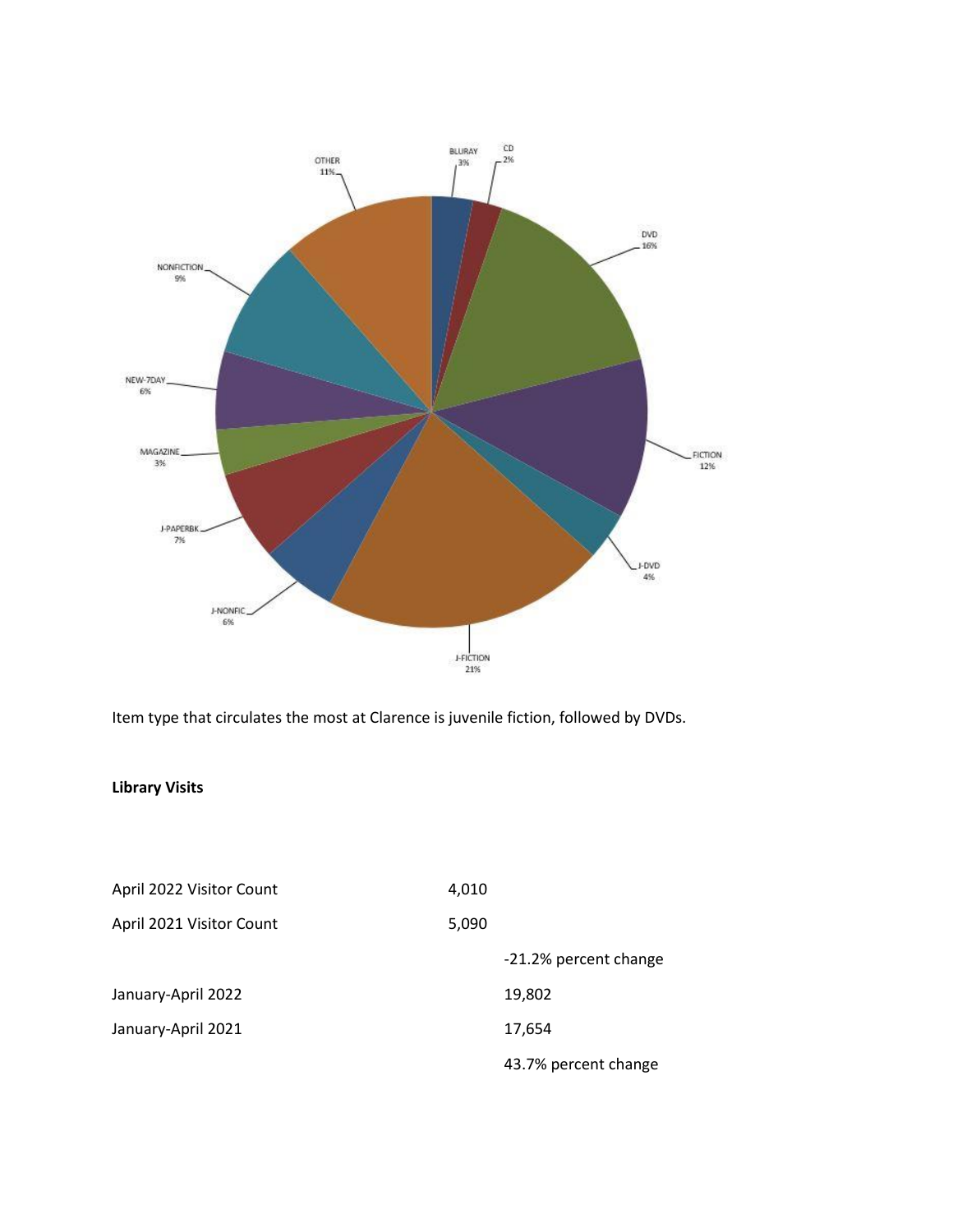| Item Type | Percent |
| --- | --- |
| BLURAY | 3% |
| CD | 2% |
| DVD | 16% |
| FICTION | 12% |
| J-DVD | 4% |
| J-FICTION | 21% |
| J-NONFIC | 6% |
| J-PAPERBK | 7% |
| MAGAZINE | 3% |
| NEW-7DAY | 6% |
| NONFICTION | 9% |
| OTHER | 11% |

Item type that circulates the most at Clarence is juvenile fiction, followed by DVDs.

**Library Visits**

| | | |
| --- | --- | --- |
| April 2022 Visitor Count | 4,010 | |
| April 2021 Visitor Count | 5,090 | |
| | | -21.2% percent change |
| January-April 2022 | | 19,802 |
| January-April 2021 | | 17,654 |
| | | 43.7% percent change |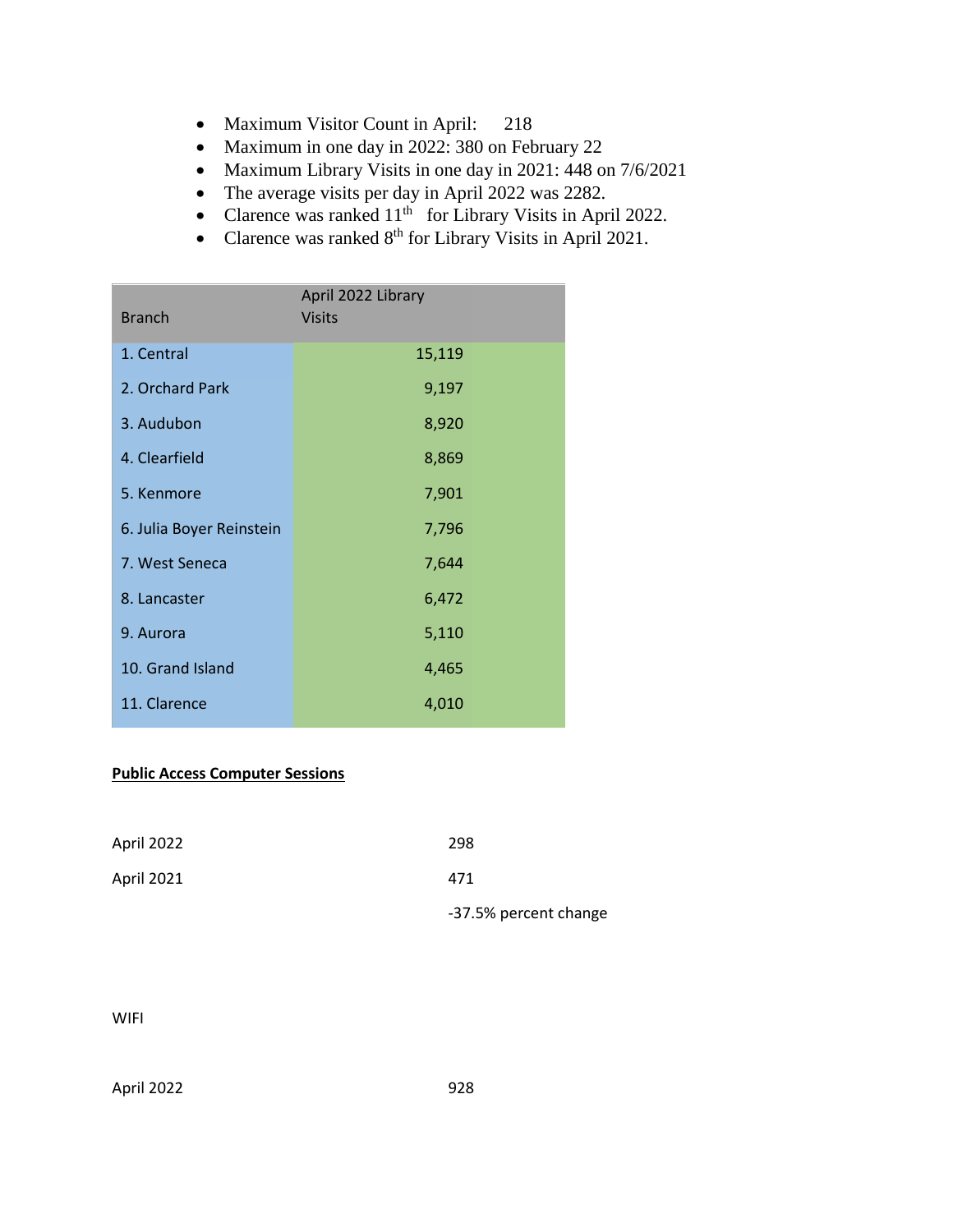- Maximum Visitor Count in April: 218
- Maximum in one day in 2022: 380 on February 22
- Maximum Library Visits in one day in 2021: 448 on 7/6/2021
- The average visits per day in April 2022 was 2282.
- Clarence was ranked 11th for Library Visits in April 2022.
- Clarence was ranked 8th for Library Visits in April 2021.

| Branch | April 2022 Library Visits |
|---|---|
| 1. Central | 15,119 |
| 2. Orchard Park | 9,197 |
| 3. Audubon | 8,920 |
| 4. Clearfield | 8,869 |
| 5. Kenmore | 7,901 |
| 6. Julia Boyer Reinstein | 7,796 |
| 7. West Seneca | 7,644 |
| 8. Lancaster | 6,472 |
| 9. Aurora | 5,110 |
| 10. Grand Island | 4,465 |
| 11. Clarence | 4,010 |

**Public Access Computer Sessions**

| | |
|---|---|
| April 2022 | 298 |
| April 2021 | 471 |
| | -37.5% percent change |

WIFI

| | |
|---|---|
| April 2022 | 928 |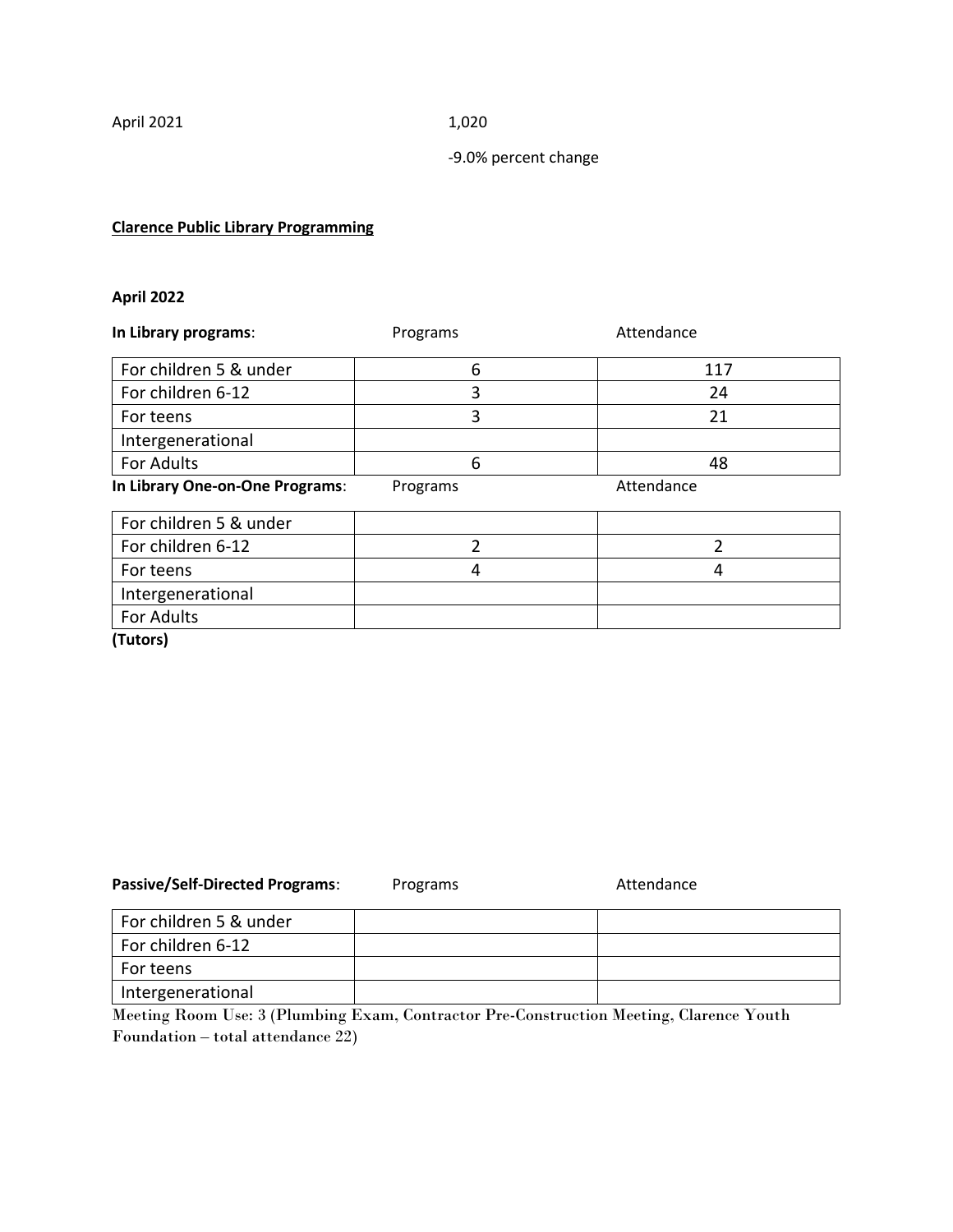April 2021 1,020

-9.0% percent change

**Clarence Public Library Programming**

**April 2022**

| **In Library programs**: | Programs | Attendance |
|---|---|---|
| For children 5 & under | 6 | 117 |
| For children 6-12 | 3 | 24 |
| For teens | 3 | 21 |
| Intergenerational | | |
| For Adults | 6 | 48 |

| **In Library One-on-One Programs**: | Programs | Attendance |
|---|---|---|
| For children 5 & under | | |
| For children 6-12 | 2 | 2 |
| For teens | 4 | 4 |
| Intergenerational | | |
| For Adults | | |

**(Tutors)**

| **Passive/Self-Directed Programs**: | Programs | Attendance |
|---|---|---|
| For children 5 & under | | |
| For children 6-12 | | |
| For teens | | |
| Intergenerational | | |

Meeting Room Use: 3 (Plumbing Exam, Contractor Pre-Construction Meeting, Clarence Youth Foundation – total attendance 22)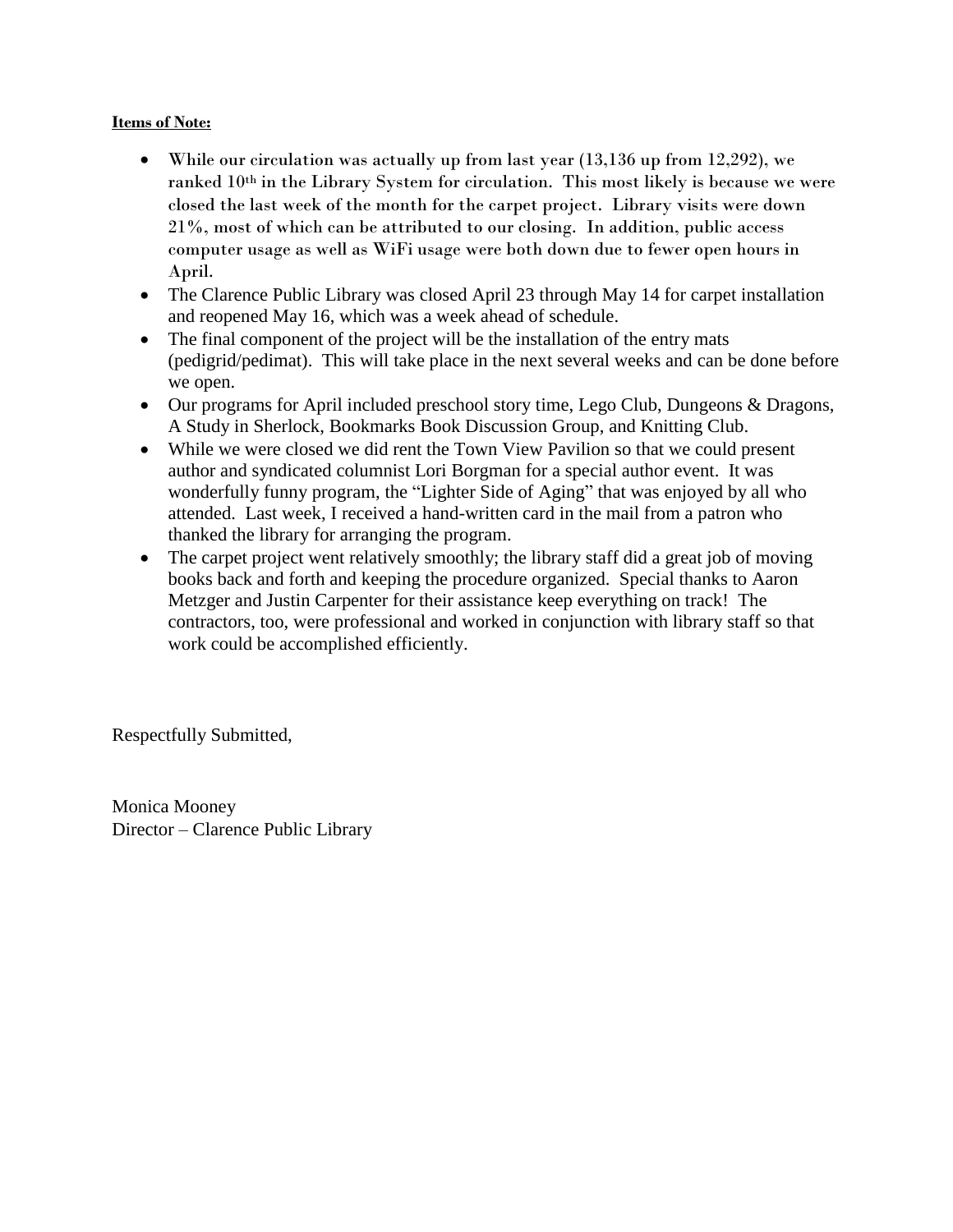**Items of Note:**

- While our circulation was actually up from last year (13,136 up from 12,292), we ranked 10th in the Library System for circulation. This most likely is because we were closed the last week of the month for the carpet project. Library visits were down 21%, most of which can be attributed to our closing. In addition, public access computer usage as well as WiFi usage were both down due to fewer open hours in April.
- The Clarence Public Library was closed April 23 through May 14 for carpet installation and reopened May 16, which was a week ahead of schedule.
- The final component of the project will be the installation of the entry mats (pedigrid/pedimat). This will take place in the next several weeks and can be done before we open.
- Our programs for April included preschool story time, Lego Club, Dungeons & Dragons, A Study in Sherlock, Bookmarks Book Discussion Group, and Knitting Club.
- While we were closed we did rent the Town View Pavilion so that we could present author and syndicated columnist Lori Borgman for a special author event. It was wonderfully funny program, the "Lighter Side of Aging" that was enjoyed by all who attended. Last week, I received a hand-written card in the mail from a patron who thanked the library for arranging the program.
- The carpet project went relatively smoothly; the library staff did a great job of moving books back and forth and keeping the procedure organized. Special thanks to Aaron Metzger and Justin Carpenter for their assistance keep everything on track! The contractors, too, were professional and worked in conjunction with library staff so that work could be accomplished efficiently.

Respectfully Submitted,

Monica Mooney
Director – Clarence Public Library